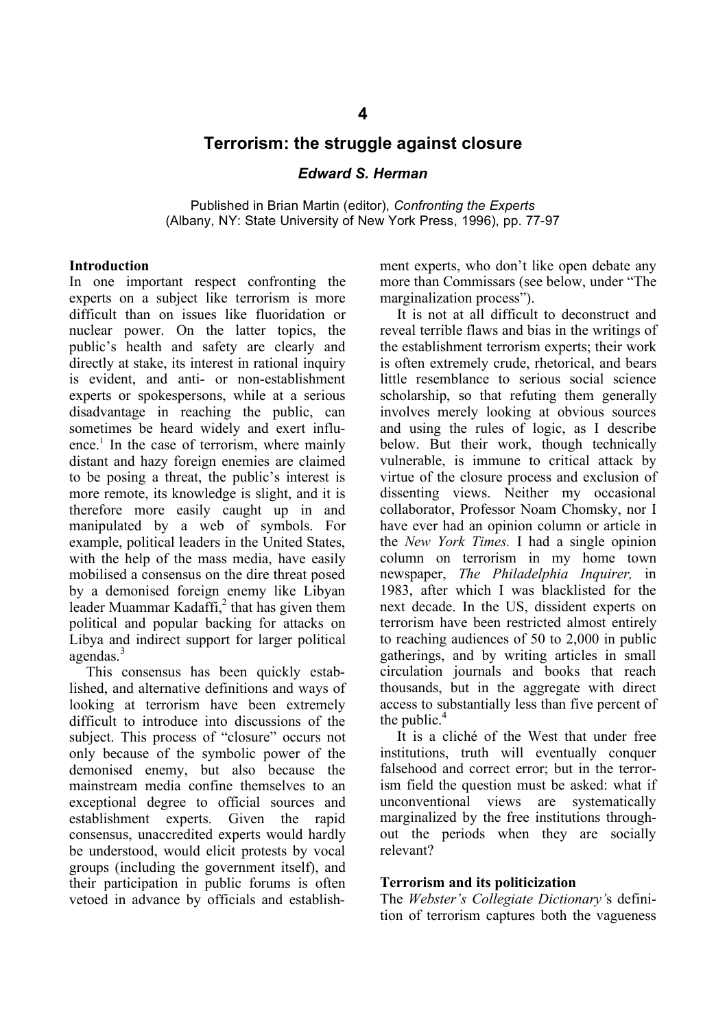# 4

# Terrorism: the struggle against closure

### *Edward S. Herman*

Published in Brian Martin (editor), *Confronting the Experts* (Albany, NY: State University of New York Press, 1996), pp. 77-97

**Introduction**

In one important respect confronting the experts on a subject like terrorism is more difficult than on issues like fluoridation or nuclear power. On the latter topics, the public's health and safety are clearly and directly at stake, its interest in rational inquiry is evident, and anti- or non-establishment experts or spokespersons, while at a serious disadvantage in reaching the public, can sometimes be heard widely and exert influence.[1] In the case of terrorism, where mainly distant and hazy foreign enemies are claimed to be posing a threat, the public's interest is more remote, its knowledge is slight, and it is therefore more easily caught up in and manipulated by a web of symbols. For example, political leaders in the United States, with the help of the mass media, have easily mobilised a consensus on the dire threat posed by a demonised foreign enemy like Libyan leader Muammar Kadaffi,[2] that has given them political and popular backing for attacks on Libya and indirect support for larger political agendas.[3]

This consensus has been quickly established, and alternative definitions and ways of looking at terrorism have been extremely difficult to introduce into discussions of the subject. This process of "closure" occurs not only because of the symbolic power of the demonised enemy, but also because the mainstream media confine themselves to an exceptional degree to official sources and establishment experts. Given the rapid consensus, unaccredited experts would hardly be understood, would elicit protests by vocal groups (including the government itself), and their participation in public forums is often vetoed in advance by officials and establishment experts, who don't like open debate any more than Commissars (see below, under "The marginalization process").

It is not at all difficult to deconstruct and reveal terrible flaws and bias in the writings of the establishment terrorism experts; their work is often extremely crude, rhetorical, and bears little resemblance to serious social science scholarship, so that refuting them generally involves merely looking at obvious sources and using the rules of logic, as I describe below. But their work, though technically vulnerable, is immune to critical attack by virtue of the closure process and exclusion of dissenting views. Neither my occasional collaborator, Professor Noam Chomsky, nor I have ever had an opinion column or article in the *New York Times.* I had a single opinion column on terrorism in my home town newspaper, *The Philadelphia Inquirer,* in 1983, after which I was blacklisted for the next decade. In the US, dissident experts on terrorism have been restricted almost entirely to reaching audiences of 50 to 2,000 in public gatherings, and by writing articles in small circulation journals and books that reach thousands, but in the aggregate with direct access to substantially less than five percent of the public.[4]

It is a cliché of the West that under free institutions, truth will eventually conquer falsehood and correct error; but in the terrorism field the question must be asked: what if unconventional views are systematically marginalized by the free institutions throughout the periods when they are socially relevant?

**Terrorism and its politicization**

The *Webster's Collegiate Dictionary'*s definition of terrorism captures both the vagueness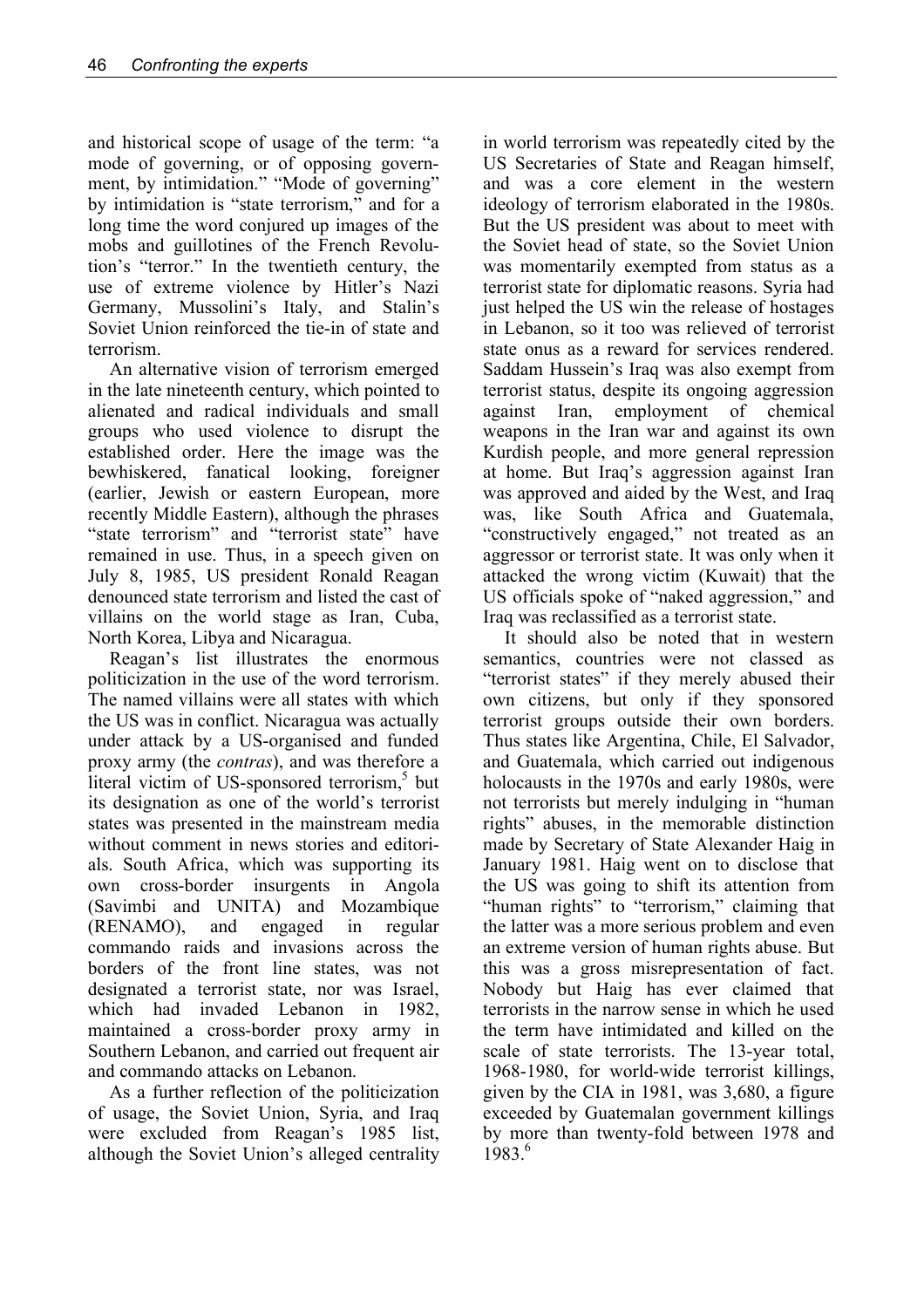and historical scope of usage of the term: "a mode of governing, or of opposing government, by intimidation." "Mode of governing" by intimidation is "state terrorism," and for a long time the word conjured up images of the mobs and guillotines of the French Revolution's "terror." In the twentieth century, the use of extreme violence by Hitler's Nazi Germany, Mussolini's Italy, and Stalin's Soviet Union reinforced the tie-in of state and terrorism.

An alternative vision of terrorism emerged in the late nineteenth century, which pointed to alienated and radical individuals and small groups who used violence to disrupt the established order. Here the image was the bewhiskered, fanatical looking, foreigner (earlier, Jewish or eastern European, more recently Middle Eastern), although the phrases "state terrorism" and "terrorist state" have remained in use. Thus, in a speech given on July 8, 1985, US president Ronald Reagan denounced state terrorism and listed the cast of villains on the world stage as Iran, Cuba, North Korea, Libya and Nicaragua.

Reagan's list illustrates the enormous politicization in the use of the word terrorism. The named villains were all states with which the US was in conflict. Nicaragua was actually under attack by a US-organised and funded proxy army (the *contras*), and was therefore a literal victim of US-sponsored terrorism,[5] but its designation as one of the world's terrorist states was presented in the mainstream media without comment in news stories and editorials. South Africa, which was supporting its own cross-border insurgents in Angola (Savimbi and UNITA) and Mozambique (RENAMO), and engaged in regular commando raids and invasions across the borders of the front line states, was not designated a terrorist state, nor was Israel, which had invaded Lebanon in 1982, maintained a cross-border proxy army in Southern Lebanon, and carried out frequent air and commando attacks on Lebanon.

As a further reflection of the politicization of usage, the Soviet Union, Syria, and Iraq were excluded from Reagan's 1985 list, although the Soviet Union's alleged centrality in world terrorism was repeatedly cited by the US Secretaries of State and Reagan himself, and was a core element in the western ideology of terrorism elaborated in the 1980s. But the US president was about to meet with the Soviet head of state, so the Soviet Union was momentarily exempted from status as a terrorist state for diplomatic reasons. Syria had just helped the US win the release of hostages in Lebanon, so it too was relieved of terrorist state onus as a reward for services rendered. Saddam Hussein's Iraq was also exempt from terrorist status, despite its ongoing aggression against Iran, employment of chemical weapons in the Iran war and against its own Kurdish people, and more general repression at home. But Iraq's aggression against Iran was approved and aided by the West, and Iraq was, like South Africa and Guatemala, "constructively engaged," not treated as an aggressor or terrorist state. It was only when it attacked the wrong victim (Kuwait) that the US officials spoke of "naked aggression," and Iraq was reclassified as a terrorist state.

It should also be noted that in western semantics, countries were not classed as "terrorist states" if they merely abused their own citizens, but only if they sponsored terrorist groups outside their own borders. Thus states like Argentina, Chile, El Salvador, and Guatemala, which carried out indigenous holocausts in the 1970s and early 1980s, were not terrorists but merely indulging in "human rights" abuses, in the memorable distinction made by Secretary of State Alexander Haig in January 1981. Haig went on to disclose that the US was going to shift its attention from "human rights" to "terrorism," claiming that the latter was a more serious problem and even an extreme version of human rights abuse. But this was a gross misrepresentation of fact. Nobody but Haig has ever claimed that terrorists in the narrow sense in which he used the term have intimidated and killed on the scale of state terrorists. The 13-year total, 1968-1980, for world-wide terrorist killings, given by the CIA in 1981, was 3,680, a figure exceeded by Guatemalan government killings by more than twenty-fold between 1978 and 1983.[6]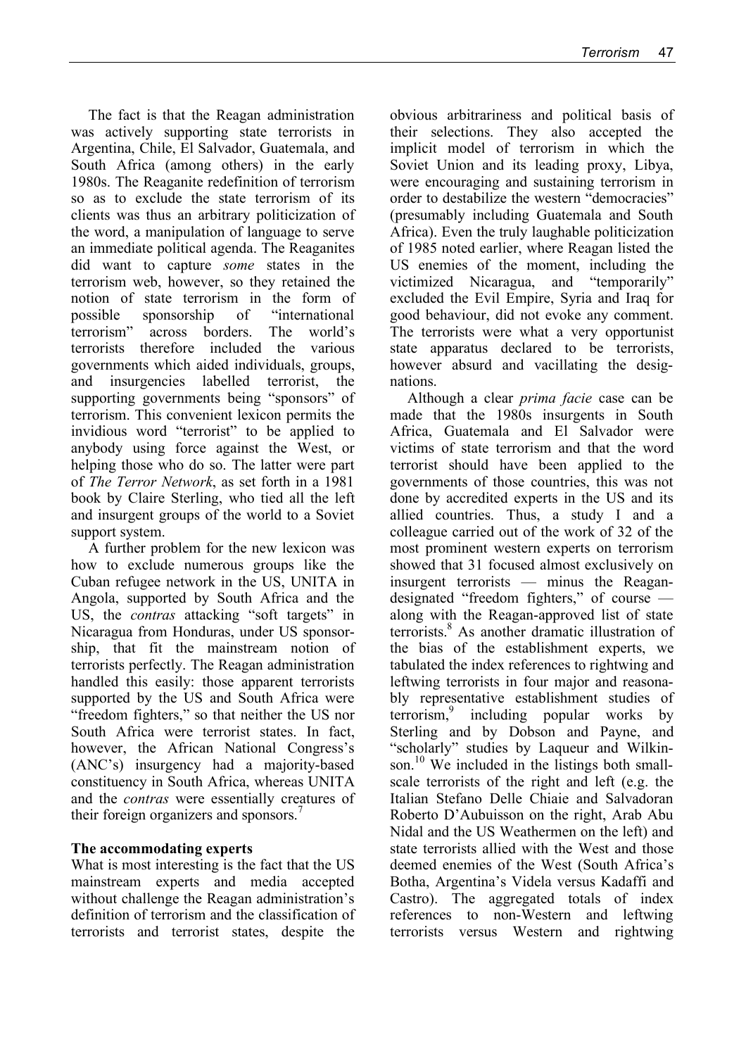The fact is that the Reagan administration was actively supporting state terrorists in Argentina, Chile, El Salvador, Guatemala, and South Africa (among others) in the early 1980s. The Reaganite redefinition of terrorism so as to exclude the state terrorism of its clients was thus an arbitrary politicization of the word, a manipulation of language to serve an immediate political agenda. The Reaganites did want to capture *some* states in the terrorism web, however, so they retained the notion of state terrorism in the form of possible sponsorship of "international terrorism" across borders. The world's terrorists therefore included the various governments which aided individuals, groups, and insurgencies labelled terrorist, the supporting governments being "sponsors" of terrorism. This convenient lexicon permits the invidious word "terrorist" to be applied to anybody using force against the West, or helping those who do so. The latter were part of *The Terror Network*, as set forth in a 1981 book by Claire Sterling, who tied all the left and insurgent groups of the world to a Soviet support system.

A further problem for the new lexicon was how to exclude numerous groups like the Cuban refugee network in the US, UNITA in Angola, supported by South Africa and the US, the *contras* attacking "soft targets" in Nicaragua from Honduras, under US sponsorship, that fit the mainstream notion of terrorists perfectly. The Reagan administration handled this easily: those apparent terrorists supported by the US and South Africa were "freedom fighters," so that neither the US nor South Africa were terrorist states. In fact, however, the African National Congress's (ANC's) insurgency had a majority-based constituency in South Africa, whereas UNITA and the *contras* were essentially creatures of their foreign organizers and sponsors.[7]

## The accommodating experts

What is most interesting is the fact that the US mainstream experts and media accepted without challenge the Reagan administration's definition of terrorism and the classification of terrorists and terrorist states, despite the obvious arbitrariness and political basis of their selections. They also accepted the implicit model of terrorism in which the Soviet Union and its leading proxy, Libya, were encouraging and sustaining terrorism in order to destabilize the western "democracies" (presumably including Guatemala and South Africa). Even the truly laughable politicization of 1985 noted earlier, where Reagan listed the US enemies of the moment, including the victimized Nicaragua, and "temporarily" excluded the Evil Empire, Syria and Iraq for good behaviour, did not evoke any comment. The terrorists were what a very opportunist state apparatus declared to be terrorists, however absurd and vacillating the designations.

Although a clear *prima facie* case can be made that the 1980s insurgents in South Africa, Guatemala and El Salvador were victims of state terrorism and that the word terrorist should have been applied to the governments of those countries, this was not done by accredited experts in the US and its allied countries. Thus, a study I and a colleague carried out of the work of 32 of the most prominent western experts on terrorism showed that 31 focused almost exclusively on insurgent terrorists — minus the Reagan-designated "freedom fighters," of course — along with the Reagan-approved list of state terrorists.[8] As another dramatic illustration of the bias of the establishment experts, we tabulated the index references to rightwing and leftwing terrorists in four major and reasonably representative establishment studies of terrorism,[9] including popular works by Sterling and by Dobson and Payne, and "scholarly" studies by Laqueur and Wilkinson.[10] We included in the listings both small-scale terrorists of the right and left (e.g. the Italian Stefano Delle Chiaie and Salvadoran Roberto D'Aubuisson on the right, Arab Abu Nidal and the US Weathermen on the left) and state terrorists allied with the West and those deemed enemies of the West (South Africa's Botha, Argentina's Videla versus Kadaffi and Castro). The aggregated totals of index references to non-Western and leftwing terrorists versus Western and rightwing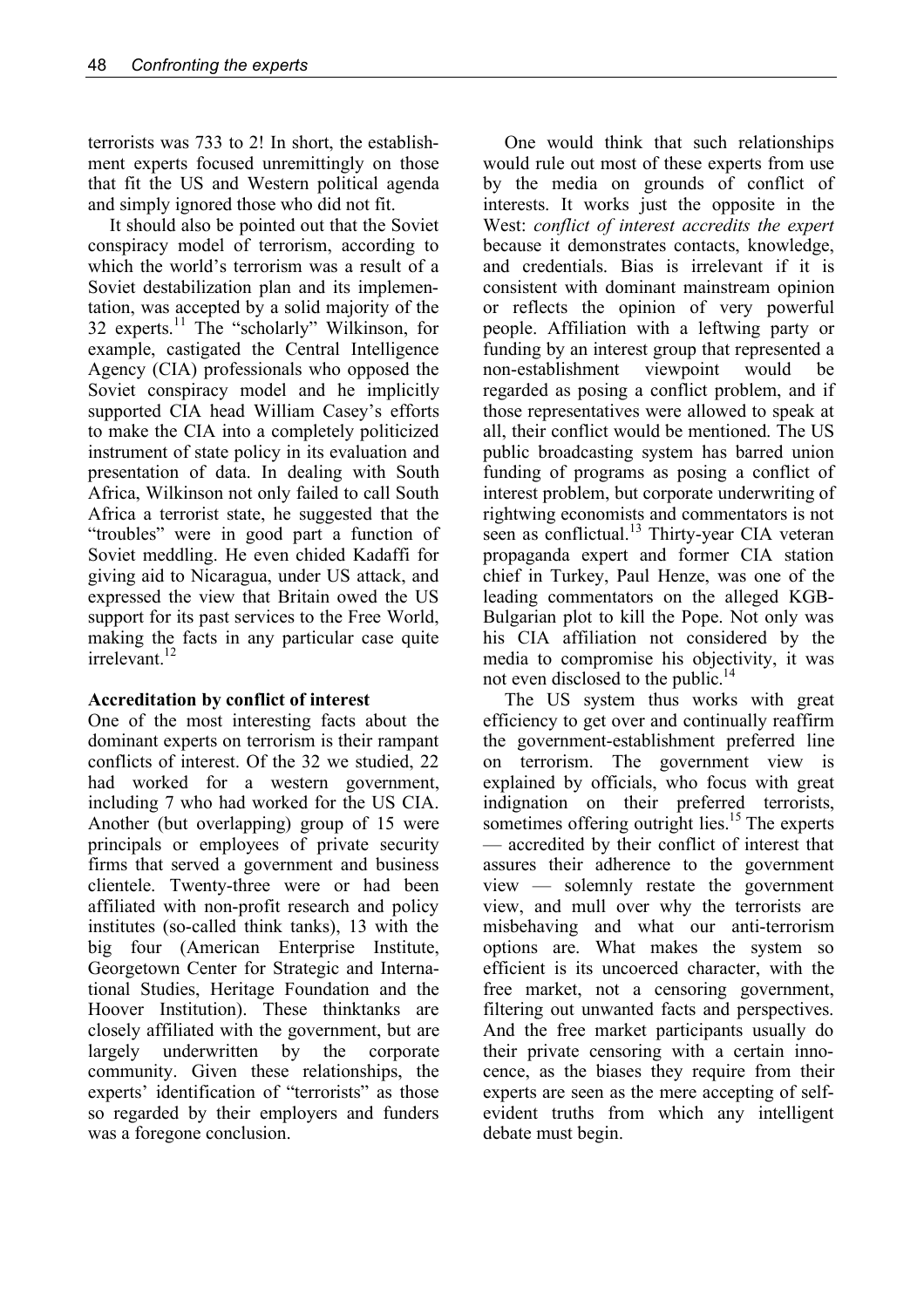terrorists was 733 to 2! In short, the establishment experts focused unremittingly on those that fit the US and Western political agenda and simply ignored those who did not fit.

It should also be pointed out that the Soviet conspiracy model of terrorism, according to which the world's terrorism was a result of a Soviet destabilization plan and its implementation, was accepted by a solid majority of the 32 experts.[11] The "scholarly" Wilkinson, for example, castigated the Central Intelligence Agency (CIA) professionals who opposed the Soviet conspiracy model and he implicitly supported CIA head William Casey's efforts to make the CIA into a completely politicized instrument of state policy in its evaluation and presentation of data. In dealing with South Africa, Wilkinson not only failed to call South Africa a terrorist state, he suggested that the "troubles" were in good part a function of Soviet meddling. He even chided Kadaffi for giving aid to Nicaragua, under US attack, and expressed the view that Britain owed the US support for its past services to the Free World, making the facts in any particular case quite irrelevant.[12]

**Accreditation by conflict of interest**

One of the most interesting facts about the dominant experts on terrorism is their rampant conflicts of interest. Of the 32 we studied, 22 had worked for a western government, including 7 who had worked for the US CIA. Another (but overlapping) group of 15 were principals or employees of private security firms that served a government and business clientele. Twenty-three were or had been affiliated with non-profit research and policy institutes (so-called think tanks), 13 with the big four (American Enterprise Institute, Georgetown Center for Strategic and International Studies, Heritage Foundation and the Hoover Institution). These thinktanks are closely affiliated with the government, but are largely underwritten by the corporate community. Given these relationships, the experts' identification of "terrorists" as those so regarded by their employers and funders was a foregone conclusion.

One would think that such relationships would rule out most of these experts from use by the media on grounds of conflict of interests. It works just the opposite in the West: *conflict of interest accredits the expert* because it demonstrates contacts, knowledge, and credentials. Bias is irrelevant if it is consistent with dominant mainstream opinion or reflects the opinion of very powerful people. Affiliation with a leftwing party or funding by an interest group that represented a non-establishment viewpoint would be regarded as posing a conflict problem, and if those representatives were allowed to speak at all, their conflict would be mentioned. The US public broadcasting system has barred union funding of programs as posing a conflict of interest problem, but corporate underwriting of rightwing economists and commentators is not seen as conflictual.[13] Thirty-year CIA veteran propaganda expert and former CIA station chief in Turkey, Paul Henze, was one of the leading commentators on the alleged KGB-Bulgarian plot to kill the Pope. Not only was his CIA affiliation not considered by the media to compromise his objectivity, it was not even disclosed to the public.[14]

The US system thus works with great efficiency to get over and continually reaffirm the government-establishment preferred line on terrorism. The government view is explained by officials, who focus with great indignation on their preferred terrorists, sometimes offering outright lies.[15] The experts — accredited by their conflict of interest that assures their adherence to the government view — solemnly restate the government view, and mull over why the terrorists are misbehaving and what our anti-terrorism options are. What makes the system so efficient is its uncoerced character, with the free market, not a censoring government, filtering out unwanted facts and perspectives. And the free market participants usually do their private censoring with a certain innocence, as the biases they require from their experts are seen as the mere accepting of self-evident truths from which any intelligent debate must begin.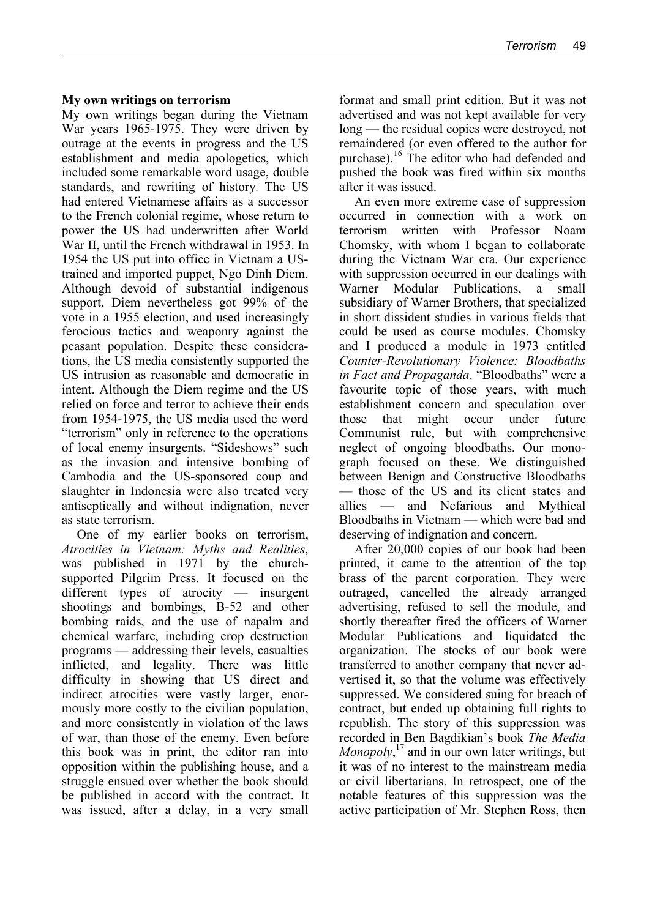## My own writings on terrorism

My own writings began during the Vietnam War years 1965-1975. They were driven by outrage at the events in progress and the US establishment and media apologetics, which included some remarkable word usage, double standards, and rewriting of history. The US had entered Vietnamese affairs as a successor to the French colonial regime, whose return to power the US had underwritten after World War II, until the French withdrawal in 1953. In 1954 the US put into office in Vietnam a US-trained and imported puppet, Ngo Dinh Diem. Although devoid of substantial indigenous support, Diem nevertheless got 99% of the vote in a 1955 election, and used increasingly ferocious tactics and weaponry against the peasant population. Despite these considerations, the US media consistently supported the US intrusion as reasonable and democratic in intent. Although the Diem regime and the US relied on force and terror to achieve their ends from 1954-1975, the US media used the word "terrorism" only in reference to the operations of local enemy insurgents. "Sideshows" such as the invasion and intensive bombing of Cambodia and the US-sponsored coup and slaughter in Indonesia were also treated very antiseptically and without indignation, never as state terrorism.

One of my earlier books on terrorism, *Atrocities in Vietnam: Myths and Realities*, was published in 1971 by the church-supported Pilgrim Press. It focused on the different types of atrocity — insurgent shootings and bombings, B-52 and other bombing raids, and the use of napalm and chemical warfare, including crop destruction programs — addressing their levels, casualties inflicted, and legality. There was little difficulty in showing that US direct and indirect atrocities were vastly larger, enormously more costly to the civilian population, and more consistently in violation of the laws of war, than those of the enemy. Even before this book was in print, the editor ran into opposition within the publishing house, and a struggle ensued over whether the book should be published in accord with the contract. It was issued, after a delay, in a very small format and small print edition. But it was not advertised and was not kept available for very long — the residual copies were destroyed, not remaindered (or even offered to the author for purchase).[16] The editor who had defended and pushed the book was fired within six months after it was issued.

An even more extreme case of suppression occurred in connection with a work on terrorism written with Professor Noam Chomsky, with whom I began to collaborate during the Vietnam War era. Our experience with suppression occurred in our dealings with Warner Modular Publications, a small subsidiary of Warner Brothers, that specialized in short dissident studies in various fields that could be used as course modules. Chomsky and I produced a module in 1973 entitled *Counter-Revolutionary Violence: Bloodbaths in Fact and Propaganda*. "Bloodbaths" were a favourite topic of those years, with much establishment concern and speculation over those that might occur under future Communist rule, but with comprehensive neglect of ongoing bloodbaths. Our monograph focused on these. We distinguished between Benign and Constructive Bloodbaths — those of the US and its client states and allies — and Nefarious and Mythical Bloodbaths in Vietnam — which were bad and deserving of indignation and concern.

After 20,000 copies of our book had been printed, it came to the attention of the top brass of the parent corporation. They were outraged, cancelled the already arranged advertising, refused to sell the module, and shortly thereafter fired the officers of Warner Modular Publications and liquidated the organization. The stocks of our book were transferred to another company that never advertised it, so that the volume was effectively suppressed. We considered suing for breach of contract, but ended up obtaining full rights to republish. The story of this suppression was recorded in Ben Bagdikian's book *The Media Monopoly*,[17] and in our own later writings, but it was of no interest to the mainstream media or civil libertarians. In retrospect, one of the notable features of this suppression was the active participation of Mr. Stephen Ross, then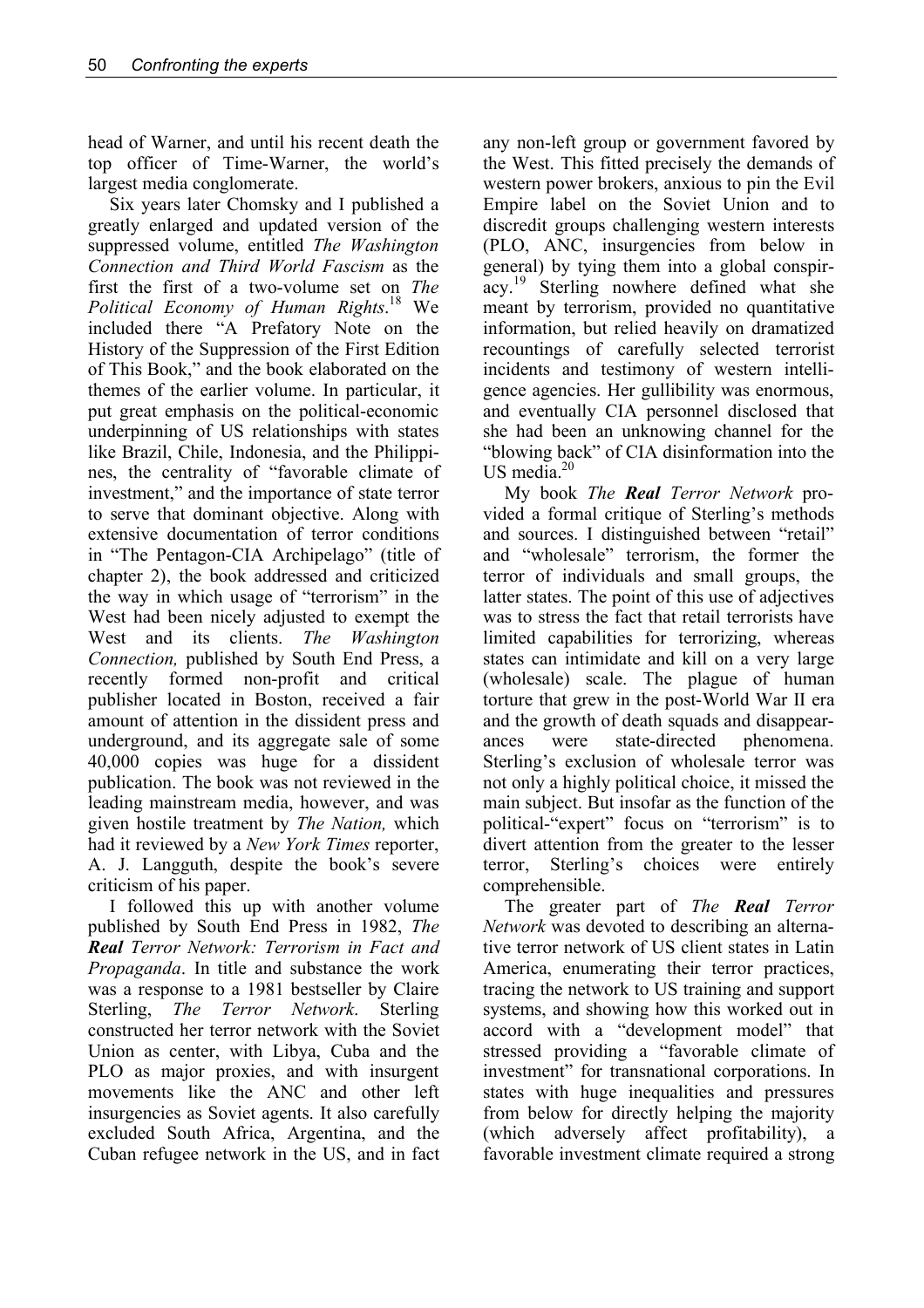head of Warner, and until his recent death the top officer of Time-Warner, the world's largest media conglomerate.

Six years later Chomsky and I published a greatly enlarged and updated version of the suppressed volume, entitled *The Washington Connection and Third World Fascism* as the first the first of a two-volume set on *The Political Economy of Human Rights*.[18] We included there "A Prefatory Note on the History of the Suppression of the First Edition of This Book," and the book elaborated on the themes of the earlier volume. In particular, it put great emphasis on the political-economic underpinning of US relationships with states like Brazil, Chile, Indonesia, and the Philippines, the centrality of "favorable climate of investment," and the importance of state terror to serve that dominant objective. Along with extensive documentation of terror conditions in "The Pentagon-CIA Archipelago" (title of chapter 2), the book addressed and criticized the way in which usage of "terrorism" in the West had been nicely adjusted to exempt the West and its clients. *The Washington Connection,* published by South End Press, a recently formed non-profit and critical publisher located in Boston, received a fair amount of attention in the dissident press and underground, and its aggregate sale of some 40,000 copies was huge for a dissident publication. The book was not reviewed in the leading mainstream media, however, and was given hostile treatment by *The Nation,* which had it reviewed by a *New York Times* reporter, A. J. Langguth, despite the book's severe criticism of his paper.

I followed this up with another volume published by South End Press in 1982, *The **Real** Terror Network: Terrorism in Fact and Propaganda*. In title and substance the work was a response to a 1981 bestseller by Claire Sterling, *The Terror Network*. Sterling constructed her terror network with the Soviet Union as center, with Libya, Cuba and the PLO as major proxies, and with insurgent movements like the ANC and other left insurgencies as Soviet agents. It also carefully excluded South Africa, Argentina, and the Cuban refugee network in the US, and in fact any non-left group or government favored by the West. This fitted precisely the demands of western power brokers, anxious to pin the Evil Empire label on the Soviet Union and to discredit groups challenging western interests (PLO, ANC, insurgencies from below in general) by tying them into a global conspiracy.[19] Sterling nowhere defined what she meant by terrorism, provided no quantitative information, but relied heavily on dramatized recountings of carefully selected terrorist incidents and testimony of western intelligence agencies. Her gullibility was enormous, and eventually CIA personnel disclosed that she had been an unknowing channel for the "blowing back" of CIA disinformation into the US media.[20]

My book *The **Real** Terror Network* provided a formal critique of Sterling's methods and sources. I distinguished between "retail" and "wholesale" terrorism, the former the terror of individuals and small groups, the latter states. The point of this use of adjectives was to stress the fact that retail terrorists have limited capabilities for terrorizing, whereas states can intimidate and kill on a very large (wholesale) scale. The plague of human torture that grew in the post-World War II era and the growth of death squads and disappearances were state-directed phenomena. Sterling's exclusion of wholesale terror was not only a highly political choice, it missed the main subject. But insofar as the function of the political-"expert" focus on "terrorism" is to divert attention from the greater to the lesser terror, Sterling's choices were entirely comprehensible.

The greater part of *The **Real** Terror Network* was devoted to describing an alternative terror network of US client states in Latin America, enumerating their terror practices, tracing the network to US training and support systems, and showing how this worked out in accord with a "development model" that stressed providing a "favorable climate of investment" for transnational corporations. In states with huge inequalities and pressures from below for directly helping the majority (which adversely affect profitability), a favorable investment climate required a strong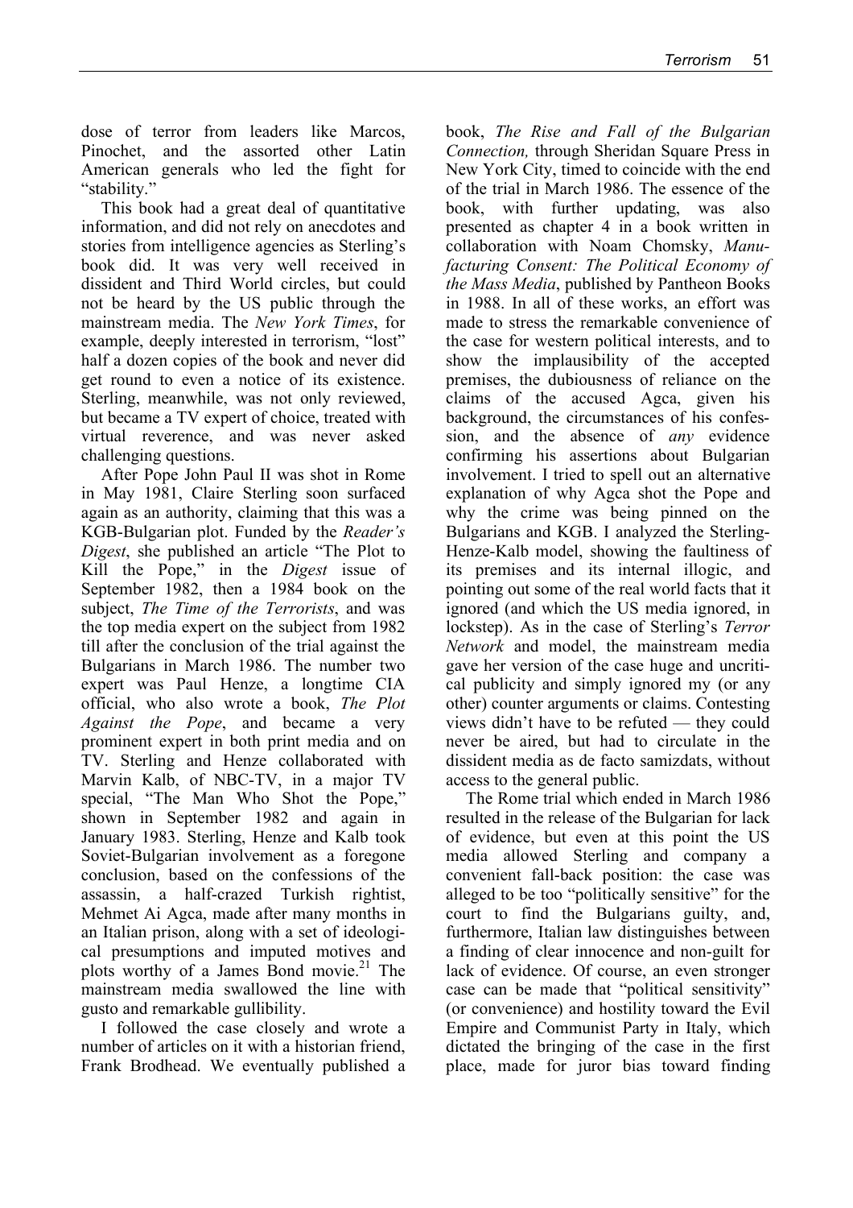dose of terror from leaders like Marcos, Pinochet, and the assorted other Latin American generals who led the fight for "stability."

This book had a great deal of quantitative information, and did not rely on anecdotes and stories from intelligence agencies as Sterling's book did. It was very well received in dissident and Third World circles, but could not be heard by the US public through the mainstream media. The *New York Times*, for example, deeply interested in terrorism, "lost" half a dozen copies of the book and never did get round to even a notice of its existence. Sterling, meanwhile, was not only reviewed, but became a TV expert of choice, treated with virtual reverence, and was never asked challenging questions.

After Pope John Paul II was shot in Rome in May 1981, Claire Sterling soon surfaced again as an authority, claiming that this was a KGB-Bulgarian plot. Funded by the *Reader's Digest*, she published an article "The Plot to Kill the Pope," in the *Digest* issue of September 1982, then a 1984 book on the subject, *The Time of the Terrorists*, and was the top media expert on the subject from 1982 till after the conclusion of the trial against the Bulgarians in March 1986. The number two expert was Paul Henze, a longtime CIA official, who also wrote a book, *The Plot Against the Pope*, and became a very prominent expert in both print media and on TV. Sterling and Henze collaborated with Marvin Kalb, of NBC-TV, in a major TV special, "The Man Who Shot the Pope," shown in September 1982 and again in January 1983. Sterling, Henze and Kalb took Soviet-Bulgarian involvement as a foregone conclusion, based on the confessions of the assassin, a half-crazed Turkish rightist, Mehmet Ai Agca, made after many months in an Italian prison, along with a set of ideological presumptions and imputed motives and plots worthy of a James Bond movie.[21] The mainstream media swallowed the line with gusto and remarkable gullibility.

I followed the case closely and wrote a number of articles on it with a historian friend, Frank Brodhead. We eventually published a book, *The Rise and Fall of the Bulgarian Connection,* through Sheridan Square Press in New York City, timed to coincide with the end of the trial in March 1986. The essence of the book, with further updating, was also presented as chapter 4 in a book written in collaboration with Noam Chomsky, *Manufacturing Consent: The Political Economy of the Mass Media*, published by Pantheon Books in 1988. In all of these works, an effort was made to stress the remarkable convenience of the case for western political interests, and to show the implausibility of the accepted premises, the dubiousness of reliance on the claims of the accused Agca, given his background, the circumstances of his confession, and the absence of *any* evidence confirming his assertions about Bulgarian involvement. I tried to spell out an alternative explanation of why Agca shot the Pope and why the crime was being pinned on the Bulgarians and KGB. I analyzed the Sterling-Henze-Kalb model, showing the faultiness of its premises and its internal illogic, and pointing out some of the real world facts that it ignored (and which the US media ignored, in lockstep). As in the case of Sterling's *Terror Network* and model, the mainstream media gave her version of the case huge and uncritical publicity and simply ignored my (or any other) counter arguments or claims. Contesting views didn't have to be refuted — they could never be aired, but had to circulate in the dissident media as de facto samizdats, without access to the general public.

The Rome trial which ended in March 1986 resulted in the release of the Bulgarian for lack of evidence, but even at this point the US media allowed Sterling and company a convenient fall-back position: the case was alleged to be too "politically sensitive" for the court to find the Bulgarians guilty, and, furthermore, Italian law distinguishes between a finding of clear innocence and non-guilt for lack of evidence. Of course, an even stronger case can be made that "political sensitivity" (or convenience) and hostility toward the Evil Empire and Communist Party in Italy, which dictated the bringing of the case in the first place, made for juror bias toward finding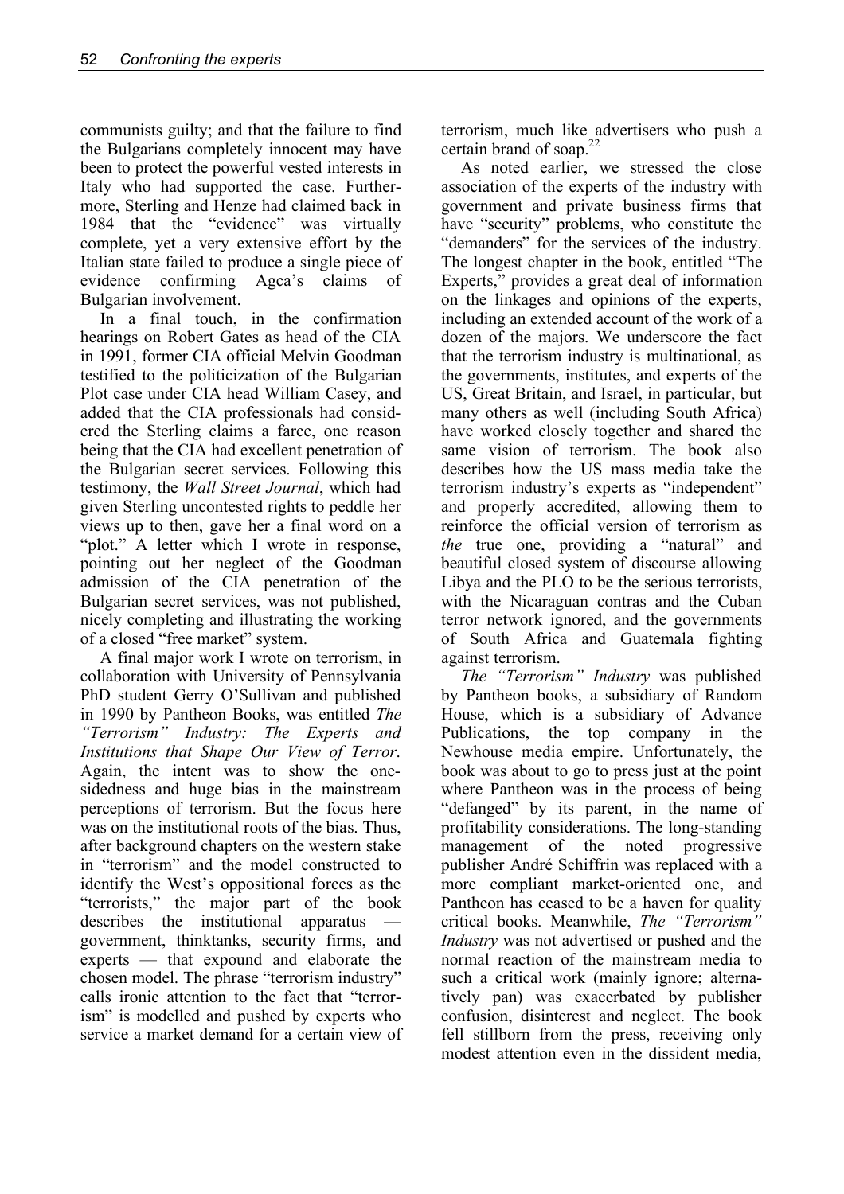communists guilty; and that the failure to find the Bulgarians completely innocent may have been to protect the powerful vested interests in Italy who had supported the case. Furthermore, Sterling and Henze had claimed back in 1984 that the "evidence" was virtually complete, yet a very extensive effort by the Italian state failed to produce a single piece of evidence confirming Agca's claims of Bulgarian involvement.

In a final touch, in the confirmation hearings on Robert Gates as head of the CIA in 1991, former CIA official Melvin Goodman testified to the politicization of the Bulgarian Plot case under CIA head William Casey, and added that the CIA professionals had considered the Sterling claims a farce, one reason being that the CIA had excellent penetration of the Bulgarian secret services. Following this testimony, the *Wall Street Journal*, which had given Sterling uncontested rights to peddle her views up to then, gave her a final word on a "plot." A letter which I wrote in response, pointing out her neglect of the Goodman admission of the CIA penetration of the Bulgarian secret services, was not published, nicely completing and illustrating the working of a closed "free market" system.

A final major work I wrote on terrorism, in collaboration with University of Pennsylvania PhD student Gerry O'Sullivan and published in 1990 by Pantheon Books, was entitled *The "Terrorism" Industry: The Experts and Institutions that Shape Our View of Terror*. Again, the intent was to show the one-sidedness and huge bias in the mainstream perceptions of terrorism. But the focus here was on the institutional roots of the bias. Thus, after background chapters on the western stake in "terrorism" and the model constructed to identify the West's oppositional forces as the "terrorists," the major part of the book describes the institutional apparatus — government, thinktanks, security firms, and experts — that expound and elaborate the chosen model. The phrase "terrorism industry" calls ironic attention to the fact that "terrorism" is modelled and pushed by experts who service a market demand for a certain view of terrorism, much like advertisers who push a certain brand of soap.[22]

As noted earlier, we stressed the close association of the experts of the industry with government and private business firms that have "security" problems, who constitute the "demanders" for the services of the industry. The longest chapter in the book, entitled "The Experts," provides a great deal of information on the linkages and opinions of the experts, including an extended account of the work of a dozen of the majors. We underscore the fact that the terrorism industry is multinational, as the governments, institutes, and experts of the US, Great Britain, and Israel, in particular, but many others as well (including South Africa) have worked closely together and shared the same vision of terrorism. The book also describes how the US mass media take the terrorism industry's experts as "independent" and properly accredited, allowing them to reinforce the official version of terrorism as *the* true one, providing a "natural" and beautiful closed system of discourse allowing Libya and the PLO to be the serious terrorists, with the Nicaraguan contras and the Cuban terror network ignored, and the governments of South Africa and Guatemala fighting against terrorism.

*The "Terrorism" Industry* was published by Pantheon books, a subsidiary of Random House, which is a subsidiary of Advance Publications, the top company in the Newhouse media empire. Unfortunately, the book was about to go to press just at the point where Pantheon was in the process of being "defanged" by its parent, in the name of profitability considerations. The long-standing management of the noted progressive publisher André Schiffrin was replaced with a more compliant market-oriented one, and Pantheon has ceased to be a haven for quality critical books. Meanwhile, *The "Terrorism" Industry* was not advertised or pushed and the normal reaction of the mainstream media to such a critical work (mainly ignore; alternatively pan) was exacerbated by publisher confusion, disinterest and neglect. The book fell stillborn from the press, receiving only modest attention even in the dissident media,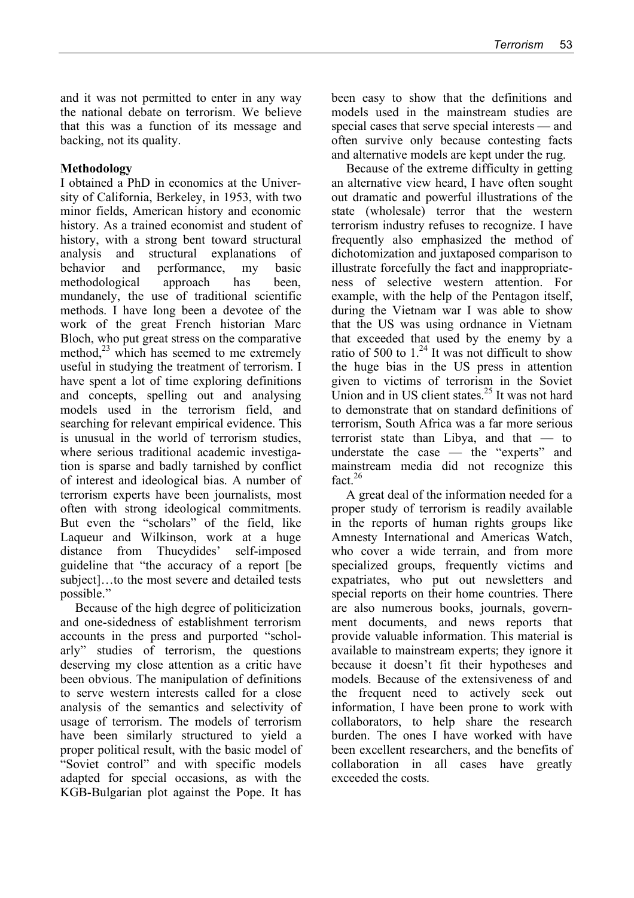and it was not permitted to enter in any way the national debate on terrorism. We believe that this was a function of its message and backing, not its quality.

**Methodology**

I obtained a PhD in economics at the University of California, Berkeley, in 1953, with two minor fields, American history and economic history. As a trained economist and student of history, with a strong bent toward structural analysis and structural explanations of behavior and performance, my basic methodological approach has been, mundanely, the use of traditional scientific methods. I have long been a devotee of the work of the great French historian Marc Bloch, who put great stress on the comparative method,[23] which has seemed to me extremely useful in studying the treatment of terrorism. I have spent a lot of time exploring definitions and concepts, spelling out and analysing models used in the terrorism field, and searching for relevant empirical evidence. This is unusual in the world of terrorism studies, where serious traditional academic investigation is sparse and badly tarnished by conflict of interest and ideological bias. A number of terrorism experts have been journalists, most often with strong ideological commitments. But even the "scholars" of the field, like Laqueur and Wilkinson, work at a huge distance from Thucydides' self-imposed guideline that "the accuracy of a report [be subject]…to the most severe and detailed tests possible."

Because of the high degree of politicization and one-sidedness of establishment terrorism accounts in the press and purported "scholarly" studies of terrorism, the questions deserving my close attention as a critic have been obvious. The manipulation of definitions to serve western interests called for a close analysis of the semantics and selectivity of usage of terrorism. The models of terrorism have been similarly structured to yield a proper political result, with the basic model of "Soviet control" and with specific models adapted for special occasions, as with the KGB-Bulgarian plot against the Pope. It has been easy to show that the definitions and models used in the mainstream studies are special cases that serve special interests — and often survive only because contesting facts and alternative models are kept under the rug.

Because of the extreme difficulty in getting an alternative view heard, I have often sought out dramatic and powerful illustrations of the state (wholesale) terror that the western terrorism industry refuses to recognize. I have frequently also emphasized the method of dichotomization and juxtaposed comparison to illustrate forcefully the fact and inappropriateness of selective western attention. For example, with the help of the Pentagon itself, during the Vietnam war I was able to show that the US was using ordnance in Vietnam that exceeded that used by the enemy by a ratio of 500 to 1.[24] It was not difficult to show the huge bias in the US press in attention given to victims of terrorism in the Soviet Union and in US client states.[25] It was not hard to demonstrate that on standard definitions of terrorism, South Africa was a far more serious terrorist state than Libya, and that — to understate the case — the "experts" and mainstream media did not recognize this fact.[26]

A great deal of the information needed for a proper study of terrorism is readily available in the reports of human rights groups like Amnesty International and Americas Watch, who cover a wide terrain, and from more specialized groups, frequently victims and expatriates, who put out newsletters and special reports on their home countries. There are also numerous books, journals, government documents, and news reports that provide valuable information. This material is available to mainstream experts; they ignore it because it doesn't fit their hypotheses and models. Because of the extensiveness of and the frequent need to actively seek out information, I have been prone to work with collaborators, to help share the research burden. The ones I have worked with have been excellent researchers, and the benefits of collaboration in all cases have greatly exceeded the costs.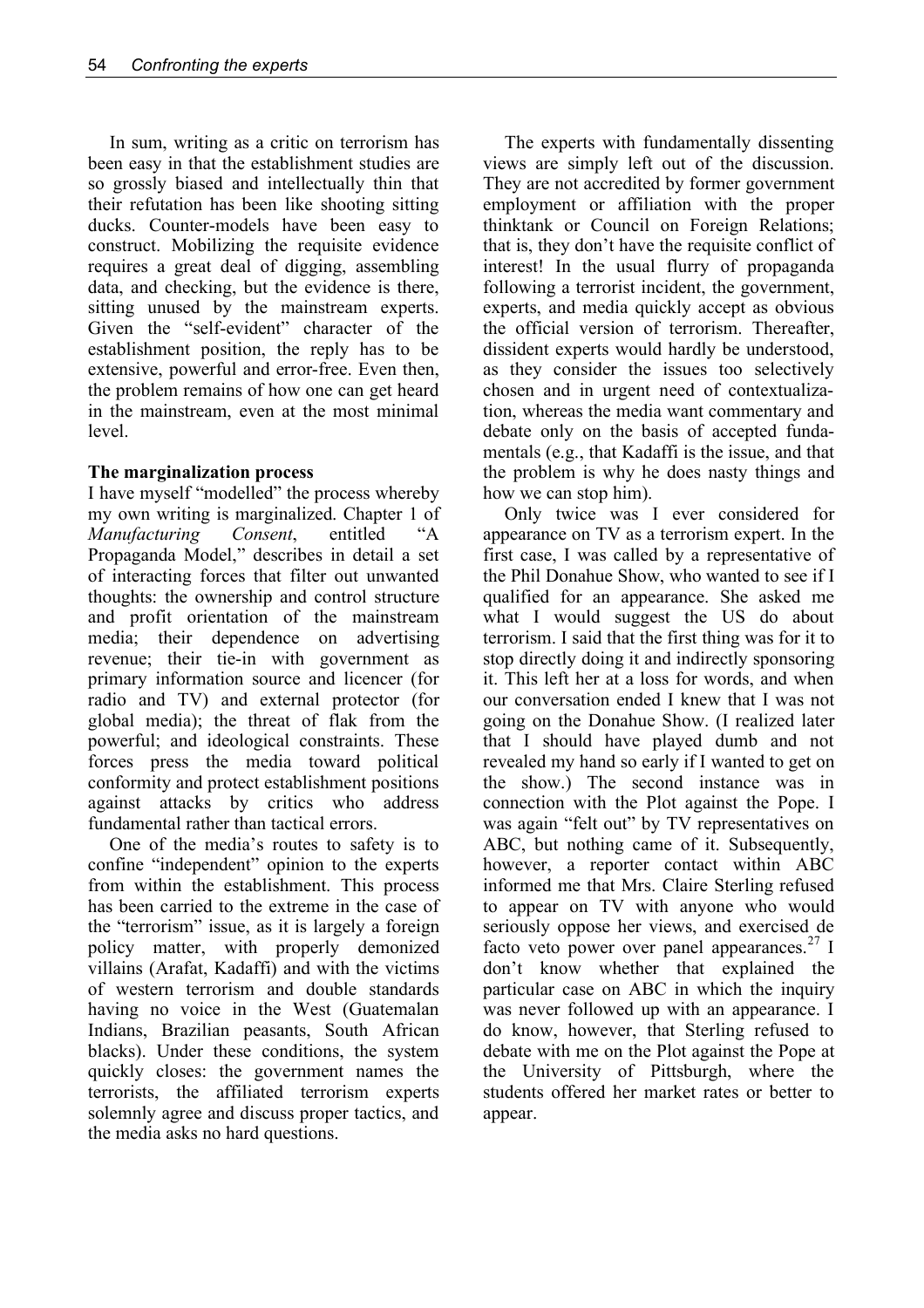In sum, writing as a critic on terrorism has been easy in that the establishment studies are so grossly biased and intellectually thin that their refutation has been like shooting sitting ducks. Counter-models have been easy to construct. Mobilizing the requisite evidence requires a great deal of digging, assembling data, and checking, but the evidence is there, sitting unused by the mainstream experts. Given the "self-evident" character of the establishment position, the reply has to be extensive, powerful and error-free. Even then, the problem remains of how one can get heard in the mainstream, even at the most minimal level.

**The marginalization process**

I have myself "modelled" the process whereby my own writing is marginalized. Chapter 1 of *Manufacturing Consent*, entitled "A Propaganda Model," describes in detail a set of interacting forces that filter out unwanted thoughts: the ownership and control structure and profit orientation of the mainstream media; their dependence on advertising revenue; their tie-in with government as primary information source and licencer (for radio and TV) and external protector (for global media); the threat of flak from the powerful; and ideological constraints. These forces press the media toward political conformity and protect establishment positions against attacks by critics who address fundamental rather than tactical errors.

One of the media's routes to safety is to confine "independent" opinion to the experts from within the establishment. This process has been carried to the extreme in the case of the "terrorism" issue, as it is largely a foreign policy matter, with properly demonized villains (Arafat, Kadaffi) and with the victims of western terrorism and double standards having no voice in the West (Guatemalan Indians, Brazilian peasants, South African blacks). Under these conditions, the system quickly closes: the government names the terrorists, the affiliated terrorism experts solemnly agree and discuss proper tactics, and the media asks no hard questions.

The experts with fundamentally dissenting views are simply left out of the discussion. They are not accredited by former government employment or affiliation with the proper thinktank or Council on Foreign Relations; that is, they don't have the requisite conflict of interest! In the usual flurry of propaganda following a terrorist incident, the government, experts, and media quickly accept as obvious the official version of terrorism. Thereafter, dissident experts would hardly be understood, as they consider the issues too selectively chosen and in urgent need of contextualization, whereas the media want commentary and debate only on the basis of accepted fundamentals (e.g., that Kadaffi is the issue, and that the problem is why he does nasty things and how we can stop him).

Only twice was I ever considered for appearance on TV as a terrorism expert. In the first case, I was called by a representative of the Phil Donahue Show, who wanted to see if I qualified for an appearance. She asked me what I would suggest the US do about terrorism. I said that the first thing was for it to stop directly doing it and indirectly sponsoring it. This left her at a loss for words, and when our conversation ended I knew that I was not going on the Donahue Show. (I realized later that I should have played dumb and not revealed my hand so early if I wanted to get on the show.) The second instance was in connection with the Plot against the Pope. I was again "felt out" by TV representatives on ABC, but nothing came of it. Subsequently, however, a reporter contact within ABC informed me that Mrs. Claire Sterling refused to appear on TV with anyone who would seriously oppose her views, and exercised de facto veto power over panel appearances.[27] I don't know whether that explained the particular case on ABC in which the inquiry was never followed up with an appearance. I do know, however, that Sterling refused to debate with me on the Plot against the Pope at the University of Pittsburgh, where the students offered her market rates or better to appear.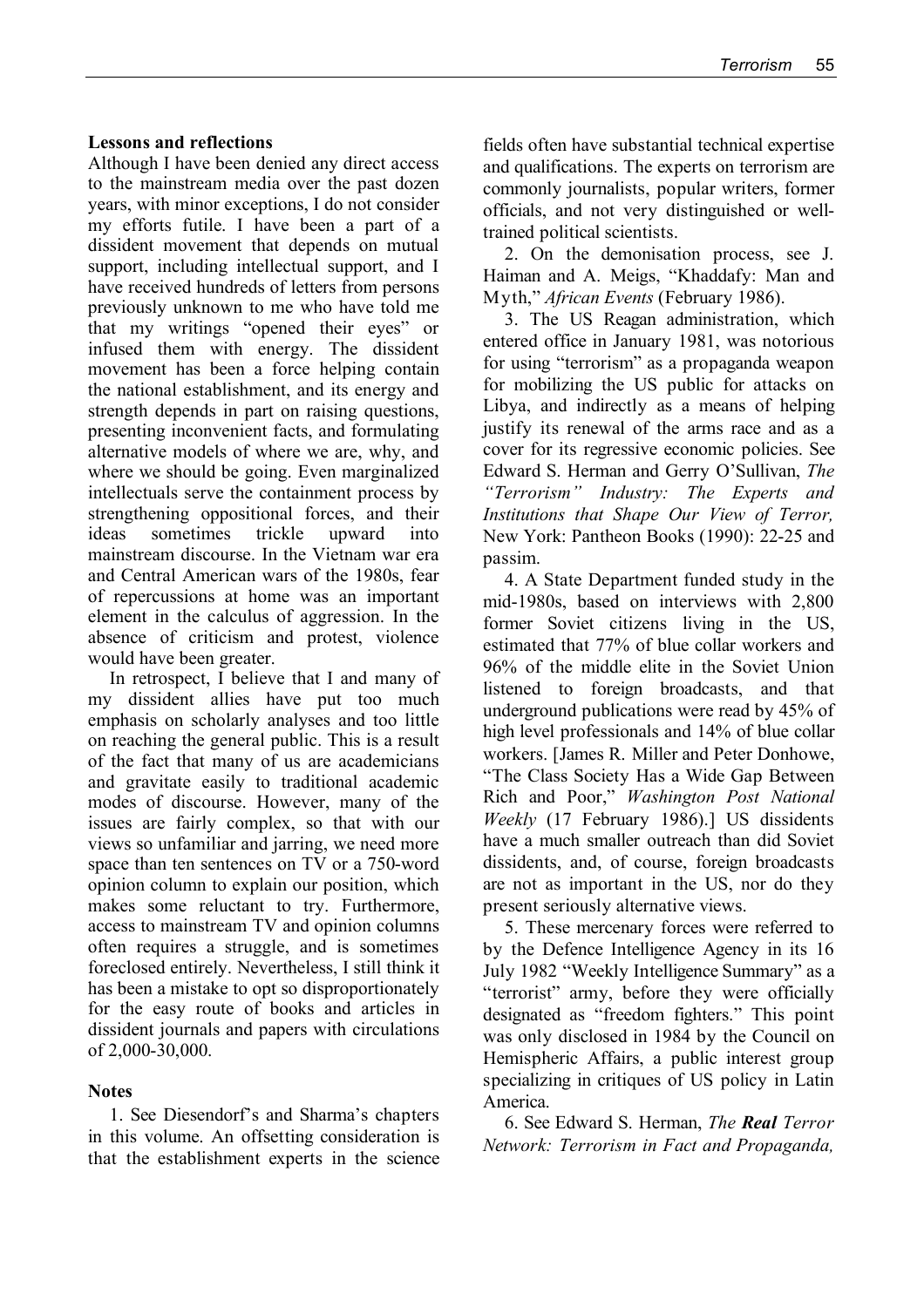### Lessons and reflections

Although I have been denied any direct access to the mainstream media over the past dozen years, with minor exceptions, I do not consider my efforts futile. I have been a part of a dissident movement that depends on mutual support, including intellectual support, and I have received hundreds of letters from persons previously unknown to me who have told me that my writings "opened their eyes" or infused them with energy. The dissident movement has been a force helping contain the national establishment, and its energy and strength depends in part on raising questions, presenting inconvenient facts, and formulating alternative models of where we are, why, and where we should be going. Even marginalized intellectuals serve the containment process by strengthening oppositional forces, and their ideas sometimes trickle upward into mainstream discourse. In the Vietnam war era and Central American wars of the 1980s, fear of repercussions at home was an important element in the calculus of aggression. In the absence of criticism and protest, violence would have been greater.

In retrospect, I believe that I and many of my dissident allies have put too much emphasis on scholarly analyses and too little on reaching the general public. This is a result of the fact that many of us are academicians and gravitate easily to traditional academic modes of discourse. However, many of the issues are fairly complex, so that with our views so unfamiliar and jarring, we need more space than ten sentences on TV or a 750-word opinion column to explain our position, which makes some reluctant to try. Furthermore, access to mainstream TV and opinion columns often requires a struggle, and is sometimes foreclosed entirely. Nevertheless, I still think it has been a mistake to opt so disproportionately for the easy route of books and articles in dissident journals and papers with circulations of 2,000-30,000.

### Notes

1. See Diesendorf's and Sharma's chapters in this volume. An offsetting consideration is that the establishment experts in the science fields often have substantial technical expertise and qualifications. The experts on terrorism are commonly journalists, popular writers, former officials, and not very distinguished or well-trained political scientists.

2. On the demonisation process, see J. Haiman and A. Meigs, "Khaddafy: Man and Myth," *African Events* (February 1986).

3. The US Reagan administration, which entered office in January 1981, was notorious for using "terrorism" as a propaganda weapon for mobilizing the US public for attacks on Libya, and indirectly as a means of helping justify its renewal of the arms race and as a cover for its regressive economic policies. See Edward S. Herman and Gerry O'Sullivan, *The "Terrorism" Industry: The Experts and Institutions that Shape Our View of Terror,* New York: Pantheon Books (1990): 22-25 and passim.

4. A State Department funded study in the mid-1980s, based on interviews with 2,800 former Soviet citizens living in the US, estimated that 77% of blue collar workers and 96% of the middle elite in the Soviet Union listened to foreign broadcasts, and that underground publications were read by 45% of high level professionals and 14% of blue collar workers. [James R. Miller and Peter Donhowe, "The Class Society Has a Wide Gap Between Rich and Poor," *Washington Post National Weekly* (17 February 1986).] US dissidents have a much smaller outreach than did Soviet dissidents, and, of course, foreign broadcasts are not as important in the US, nor do they present seriously alternative views.

5. These mercenary forces were referred to by the Defence Intelligence Agency in its 16 July 1982 "Weekly Intelligence Summary" as a "terrorist" army, before they were officially designated as "freedom fighters." This point was only disclosed in 1984 by the Council on Hemispheric Affairs, a public interest group specializing in critiques of US policy in Latin America.

6. See Edward S. Herman, *The **Real** Terror Network: Terrorism in Fact and Propaganda,*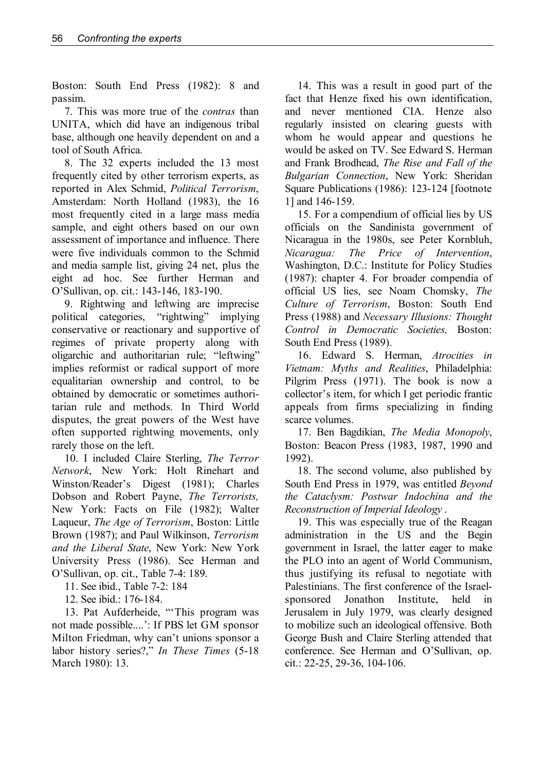Boston: South End Press (1982): 8 and passim.

7. This was more true of the *contras* than UNITA, which did have an indigenous tribal base, although one heavily dependent on and a tool of South Africa.

8. The 32 experts included the 13 most frequently cited by other terrorism experts, as reported in Alex Schmid, *Political Terrorism*, Amsterdam: North Holland (1983), the 16 most frequently cited in a large mass media sample, and eight others based on our own assessment of importance and influence. There were five individuals common to the Schmid and media sample list, giving 24 net, plus the eight ad hoc. See further Herman and O'Sullivan, op. cit.: 143-146, 183-190.

9. Rightwing and leftwing are imprecise political categories, "rightwing" implying conservative or reactionary and supportive of regimes of private property along with oligarchic and authoritarian rule; "leftwing" implies reformist or radical support of more equalitarian ownership and control, to be obtained by democratic or sometimes authoritarian rule and methods. In Third World disputes, the great powers of the West have often supported rightwing movements, only rarely those on the left.

10. I included Claire Sterling, *The Terror Network*, New York: Holt Rinehart and Winston/Reader's Digest (1981); Charles Dobson and Robert Payne, *The Terrorists,* New York: Facts on File (1982); Walter Laqueur, *The Age of Terrorism*, Boston: Little Brown (1987); and Paul Wilkinson, *Terrorism and the Liberal State*, New York: New York University Press (1986). See Herman and O'Sullivan, op. cit., Table 7-4: 189.

11. See ibid., Table 7-2: 184

12. See ibid.: 176-184.

13. Pat Aufderheide, "'This program was not made possible....': If PBS let GM sponsor Milton Friedman, why can't unions sponsor a labor history series?," *In These Times* (5-18 March 1980): 13.

14. This was a result in good part of the fact that Henze fixed his own identification, and never mentioned CIA. Henze also regularly insisted on clearing guests with whom he would appear and questions he would be asked on TV. See Edward S. Herman and Frank Brodhead, *The Rise and Fall of the Bulgarian Connection*, New York: Sheridan Square Publications (1986): 123-124 [footnote 1] and 146-159.

15. For a compendium of official lies by US officials on the Sandinista government of Nicaragua in the 1980s, see Peter Kornbluh, *Nicaragua: The Price of Intervention*, Washington, D.C.: Institute for Policy Studies (1987): chapter 4. For broader compendia of official US lies, see Noam Chomsky, *The Culture of Terrorism*, Boston: South End Press (1988) and *Necessary Illusions: Thought Control in Democratic Societies,* Boston: South End Press (1989).

16. Edward S. Herman, *Atrocities in Vietnam: Myths and Realities*, Philadelphia: Pilgrim Press (1971). The book is now a collector's item, for which I get periodic frantic appeals from firms specializing in finding scarce volumes.

17. Ben Bagdikian, *The Media Monopoly*, Boston: Beacon Press (1983, 1987, 1990 and 1992).

18. The second volume, also published by South End Press in 1979, was entitled *Beyond the Cataclysm: Postwar Indochina and the Reconstruction of Imperial Ideology* .

19. This was especially true of the Reagan administration in the US and the Begin government in Israel, the latter eager to make the PLO into an agent of World Communism, thus justifying its refusal to negotiate with Palestinians. The first conference of the Israel-sponsored Jonathon Institute, held in Jerusalem in July 1979, was clearly designed to mobilize such an ideological offensive. Both George Bush and Claire Sterling attended that conference. See Herman and O'Sullivan, op. cit.: 22-25, 29-36, 104-106.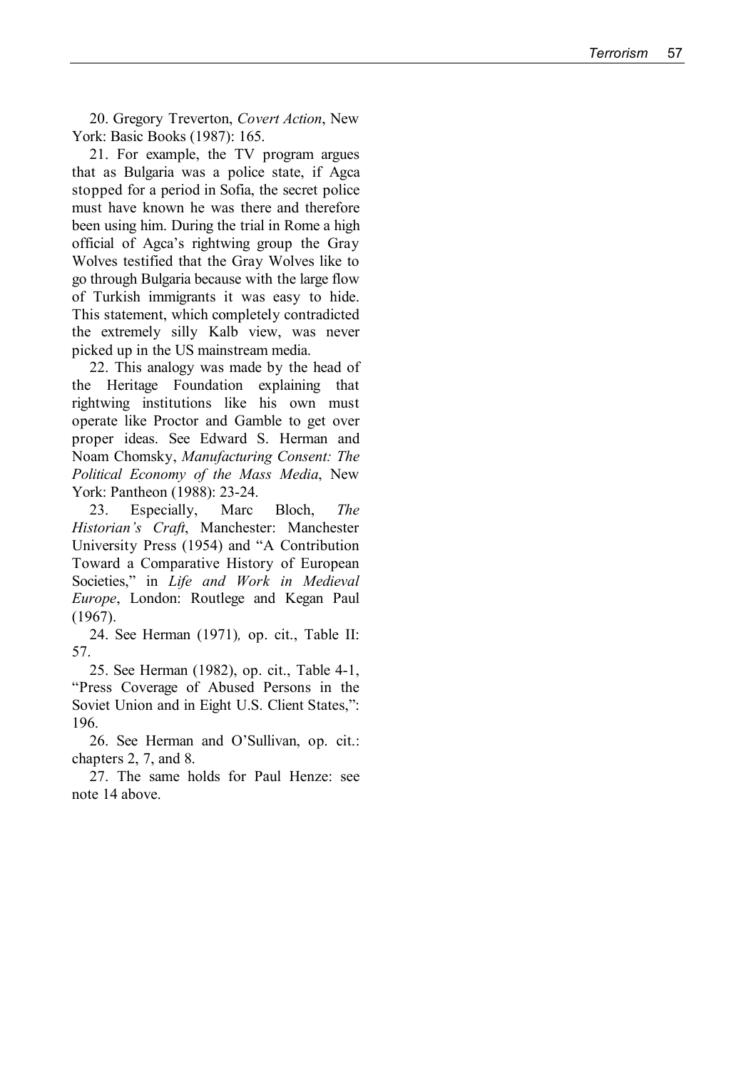20. Gregory Treverton, *Covert Action*, New York: Basic Books (1987): 165.

21. For example, the TV program argues that as Bulgaria was a police state, if Agca stopped for a period in Sofia, the secret police must have known he was there and therefore been using him. During the trial in Rome a high official of Agca's rightwing group the Gray Wolves testified that the Gray Wolves like to go through Bulgaria because with the large flow of Turkish immigrants it was easy to hide. This statement, which completely contradicted the extremely silly Kalb view, was never picked up in the US mainstream media.

22. This analogy was made by the head of the Heritage Foundation explaining that rightwing institutions like his own must operate like Proctor and Gamble to get over proper ideas. See Edward S. Herman and Noam Chomsky, *Manufacturing Consent: The Political Economy of the Mass Media*, New York: Pantheon (1988): 23-24.

23. Especially, Marc Bloch, *The Historian's Craft*, Manchester: Manchester University Press (1954) and "A Contribution Toward a Comparative History of European Societies," in *Life and Work in Medieval Europe*, London: Routlege and Kegan Paul (1967).

24. See Herman (1971)*,* op. cit., Table II: 57.

25. See Herman (1982), op. cit., Table 4-1, "Press Coverage of Abused Persons in the Soviet Union and in Eight U.S. Client States,": 196.

26. See Herman and O'Sullivan, op. cit.: chapters 2, 7, and 8.

27. The same holds for Paul Henze: see note 14 above.